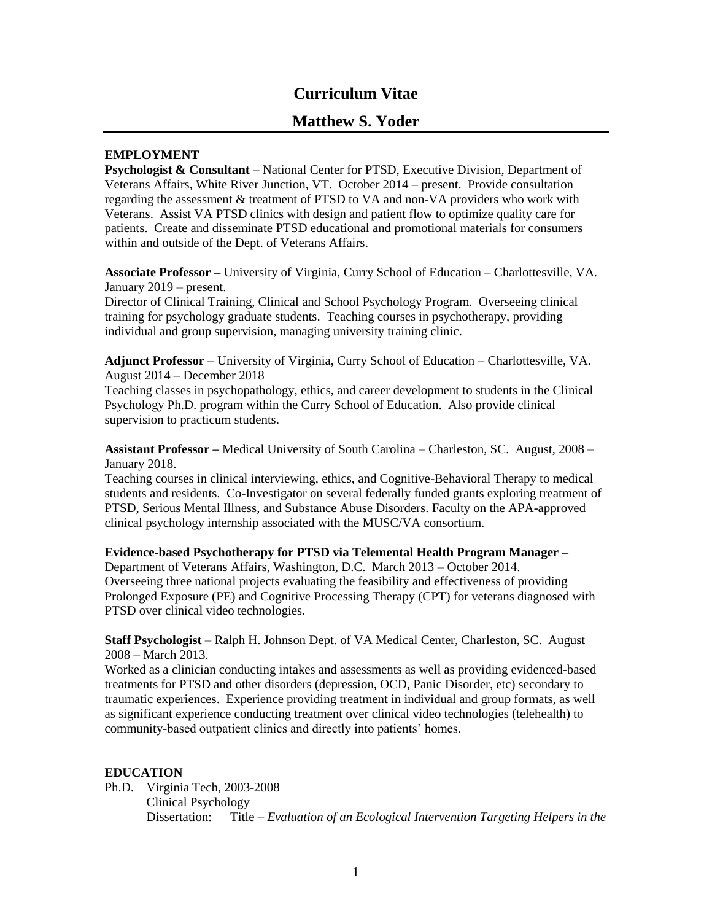# Curriculum Vitae

## Matthew S. Yoder

### EMPLOYMENT

**Psychologist & Consultant –** National Center for PTSD, Executive Division, Department of Veterans Affairs, White River Junction, VT. October 2014 – present. Provide consultation regarding the assessment & treatment of PTSD to VA and non-VA providers who work with Veterans. Assist VA PTSD clinics with design and patient flow to optimize quality care for patients. Create and disseminate PTSD educational and promotional materials for consumers within and outside of the Dept. of Veterans Affairs.

**Associate Professor –** University of Virginia, Curry School of Education – Charlottesville, VA. January 2019 – present.
Director of Clinical Training, Clinical and School Psychology Program. Overseeing clinical training for psychology graduate students. Teaching courses in psychotherapy, providing individual and group supervision, managing university training clinic.

**Adjunct Professor –** University of Virginia, Curry School of Education – Charlottesville, VA. August 2014 – December 2018
Teaching classes in psychopathology, ethics, and career development to students in the Clinical Psychology Ph.D. program within the Curry School of Education. Also provide clinical supervision to practicum students.

**Assistant Professor –** Medical University of South Carolina – Charleston, SC. August, 2008 – January 2018.
Teaching courses in clinical interviewing, ethics, and Cognitive-Behavioral Therapy to medical students and residents. Co-Investigator on several federally funded grants exploring treatment of PTSD, Serious Mental Illness, and Substance Abuse Disorders. Faculty on the APA-approved clinical psychology internship associated with the MUSC/VA consortium.

**Evidence-based Psychotherapy for PTSD via Telemental Health Program Manager –** Department of Veterans Affairs, Washington, D.C. March 2013 – October 2014.
Overseeing three national projects evaluating the feasibility and effectiveness of providing Prolonged Exposure (PE) and Cognitive Processing Therapy (CPT) for veterans diagnosed with PTSD over clinical video technologies.

**Staff Psychologist** – Ralph H. Johnson Dept. of VA Medical Center, Charleston, SC. August 2008 – March 2013.
Worked as a clinician conducting intakes and assessments as well as providing evidenced-based treatments for PTSD and other disorders (depression, OCD, Panic Disorder, etc) secondary to traumatic experiences. Experience providing treatment in individual and group formats, as well as significant experience conducting treatment over clinical video technologies (telehealth) to community-based outpatient clinics and directly into patients' homes.

### EDUCATION

Ph.D. Virginia Tech, 2003-2008
Clinical Psychology
Dissertation: Title – *Evaluation of an Ecological Intervention Targeting Helpers in the*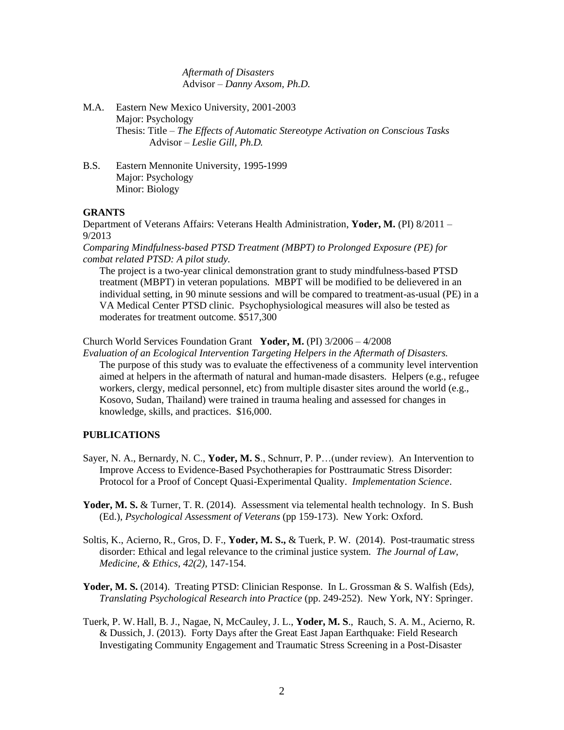*Aftermath of Disasters*
Advisor – *Danny Axsom, Ph.D.*

M.A. Eastern New Mexico University, 2001-2003
Major: Psychology
Thesis: Title – *The Effects of Automatic Stereotype Activation on Conscious Tasks*
Advisor – *Leslie Gill, Ph.D.*

B.S. Eastern Mennonite University, 1995-1999
Major: Psychology
Minor: Biology

## GRANTS

Department of Veterans Affairs: Veterans Health Administration, **Yoder, M.** (PI) 8/2011 – 9/2013
*Comparing Mindfulness-based PTSD Treatment (MBPT) to Prolonged Exposure (PE) for combat related PTSD: A pilot study.*
The project is a two-year clinical demonstration grant to study mindfulness-based PTSD treatment (MBPT) in veteran populations. MBPT will be modified to be delievered in an individual setting, in 90 minute sessions and will be compared to treatment-as-usual (PE) in a VA Medical Center PTSD clinic. Psychophysiological measures will also be tested as moderates for treatment outcome. $517,300

Church World Services Foundation Grant **Yoder, M.** (PI) 3/2006 – 4/2008
*Evaluation of an Ecological Intervention Targeting Helpers in the Aftermath of Disasters.*
The purpose of this study was to evaluate the effectiveness of a community level intervention aimed at helpers in the aftermath of natural and human-made disasters. Helpers (e.g., refugee workers, clergy, medical personnel, etc) from multiple disaster sites around the world (e.g., Kosovo, Sudan, Thailand) were trained in trauma healing and assessed for changes in knowledge, skills, and practices. $16,000.

## PUBLICATIONS

Sayer, N. A., Bernardy, N. C., **Yoder, M. S**., Schnurr, P. P…(under review). An Intervention to Improve Access to Evidence-Based Psychotherapies for Posttraumatic Stress Disorder: Protocol for a Proof of Concept Quasi-Experimental Quality. *Implementation Science*.

**Yoder, M. S.** & Turner, T. R. (2014). Assessment via telemental health technology. In S. Bush (Ed.), *Psychological Assessment of Veterans* (pp 159-173). New York: Oxford.

Soltis, K., Acierno, R., Gros, D. F., **Yoder, M. S.,** & Tuerk, P. W. (2014). Post-traumatic stress disorder: Ethical and legal relevance to the criminal justice system. *The Journal of Law, Medicine, & Ethics, 42(2),* 147-154.

**Yoder, M. S.** (2014). Treating PTSD: Clinician Response. In L. Grossman & S. Walfish (Eds*), Translating Psychological Research into Practice* (pp. 249-252). New York, NY: Springer.

Tuerk, P. W. Hall, B. J., Nagae, N, McCauley, J. L., **Yoder, M. S**., Rauch, S. A. M., Acierno, R. & Dussich, J. (2013). Forty Days after the Great East Japan Earthquake: Field Research Investigating Community Engagement and Traumatic Stress Screening in a Post-Disaster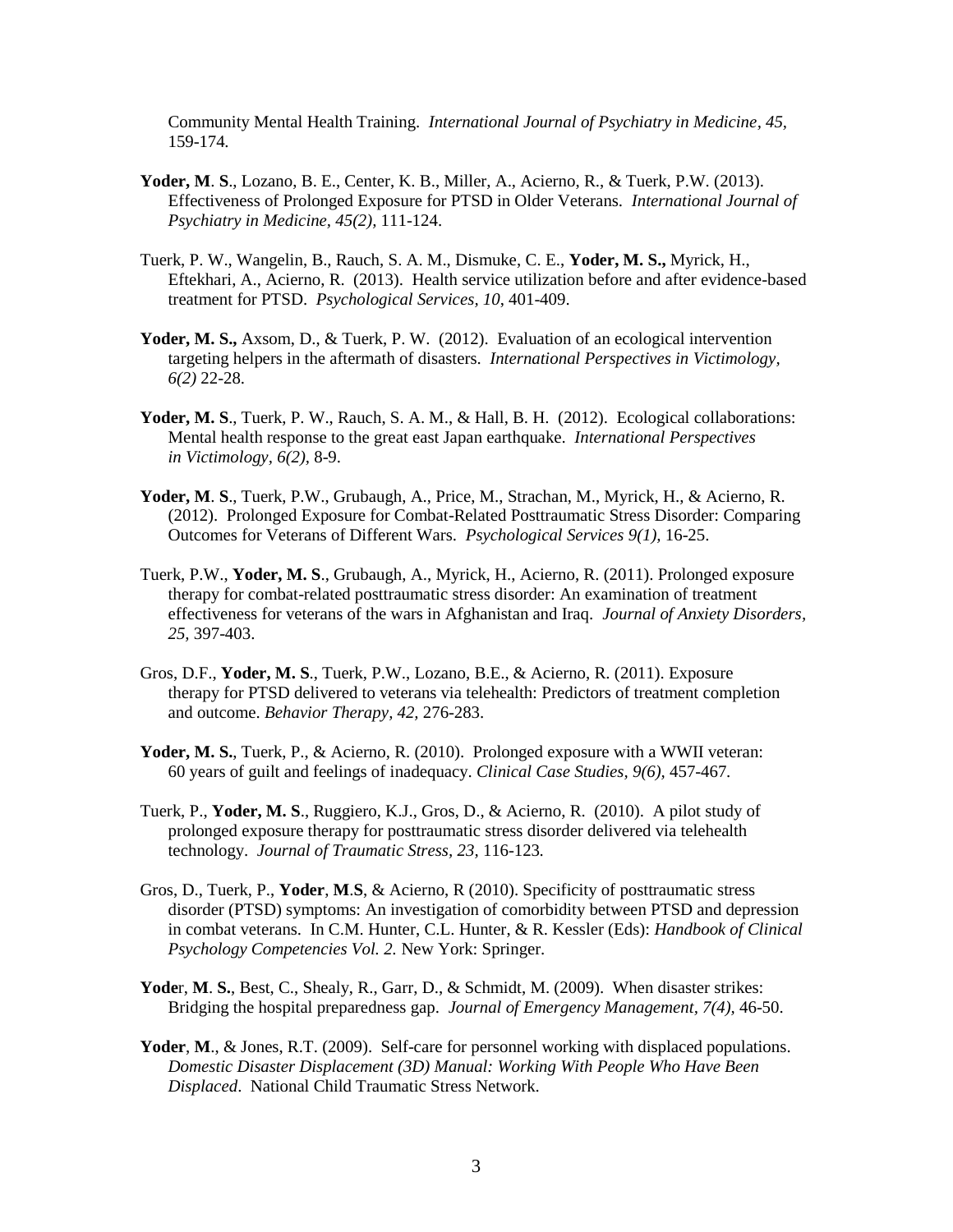Community Mental Health Training. *International Journal of Psychiatry in Medicine, 45,* 159-174.

**Yoder, M**. **S**., Lozano, B. E., Center, K. B., Miller, A., Acierno, R., & Tuerk, P.W. (2013). Effectiveness of Prolonged Exposure for PTSD in Older Veterans. *International Journal of Psychiatry in Medicine, 45(2),* 111-124.

Tuerk, P. W., Wangelin, B., Rauch, S. A. M., Dismuke, C. E., **Yoder, M. S.,** Myrick, H., Eftekhari, A., Acierno, R. (2013). Health service utilization before and after evidence-based treatment for PTSD. *Psychological Services, 10*, 401-409.

**Yoder, M. S.,** Axsom, D., & Tuerk, P. W. (2012). Evaluation of an ecological intervention targeting helpers in the aftermath of disasters. *International Perspectives in Victimology, 6(2)* 22-28.

**Yoder, M. S**., Tuerk, P. W., Rauch, S. A. M., & Hall, B. H. (2012). Ecological collaborations: Mental health response to the great east Japan earthquake. *International Perspectives in Victimology, 6(2),* 8-9.

**Yoder, M**. **S**., Tuerk, P.W., Grubaugh, A., Price, M., Strachan, M., Myrick, H., & Acierno, R. (2012). Prolonged Exposure for Combat-Related Posttraumatic Stress Disorder: Comparing Outcomes for Veterans of Different Wars. *Psychological Services 9(1),* 16-25.

Tuerk, P.W., **Yoder, M. S**., Grubaugh, A., Myrick, H., Acierno, R. (2011). Prolonged exposure therapy for combat-related posttraumatic stress disorder: An examination of treatment effectiveness for veterans of the wars in Afghanistan and Iraq. *Journal of Anxiety Disorders, 25,* 397-403.

Gros, D.F., **Yoder, M. S**., Tuerk, P.W., Lozano, B.E., & Acierno, R. (2011). Exposure therapy for PTSD delivered to veterans via telehealth: Predictors of treatment completion and outcome. *Behavior Therapy, 42,* 276-283.

**Yoder, M. S.**, Tuerk, P., & Acierno, R. (2010). Prolonged exposure with a WWII veteran: 60 years of guilt and feelings of inadequacy. *Clinical Case Studies, 9(6),* 457-467.

Tuerk, P., **Yoder, M. S**., Ruggiero, K.J., Gros, D., & Acierno, R. (2010). A pilot study of prolonged exposure therapy for posttraumatic stress disorder delivered via telehealth technology. *Journal of Traumatic Stress, 23,* 116-123.

Gros, D., Tuerk, P., **Yoder**, **M**.**S**, & Acierno, R (2010). Specificity of posttraumatic stress disorder (PTSD) symptoms: An investigation of comorbidity between PTSD and depression in combat veterans. In C.M. Hunter, C.L. Hunter, & R. Kessler (Eds): *Handbook of Clinical Psychology Competencies Vol. 2.* New York: Springer.

**Yode**r, **M**. **S.**, Best, C., Shealy, R., Garr, D., & Schmidt, M. (2009). When disaster strikes: Bridging the hospital preparedness gap. *Journal of Emergency Management, 7(4),* 46-50.

**Yoder**, **M**., & Jones, R.T. (2009). Self-care for personnel working with displaced populations. *Domestic Disaster Displacement (3D) Manual: Working With People Who Have Been Displaced*. National Child Traumatic Stress Network.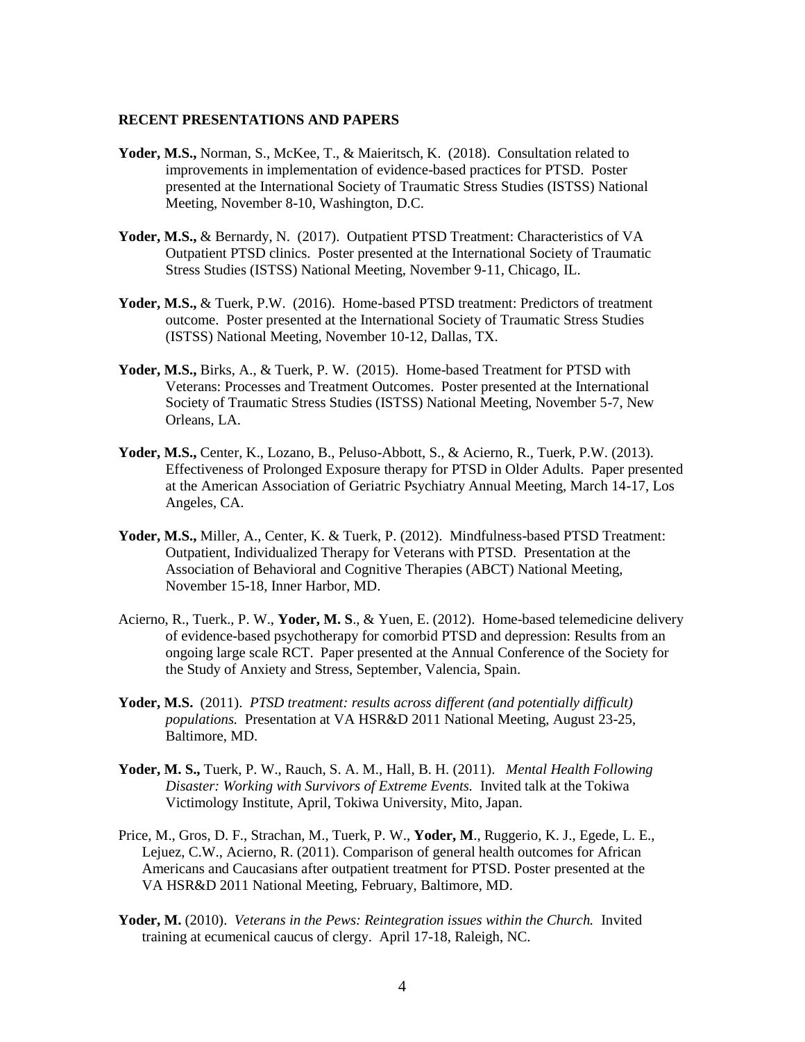**RECENT PRESENTATIONS AND PAPERS**

**Yoder, M.S.,** Norman, S., McKee, T., & Maieritsch, K. (2018). Consultation related to improvements in implementation of evidence-based practices for PTSD. Poster presented at the International Society of Traumatic Stress Studies (ISTSS) National Meeting, November 8-10, Washington, D.C.

**Yoder, M.S.,** & Bernardy, N. (2017). Outpatient PTSD Treatment: Characteristics of VA Outpatient PTSD clinics. Poster presented at the International Society of Traumatic Stress Studies (ISTSS) National Meeting, November 9-11, Chicago, IL.

**Yoder, M.S.,** & Tuerk, P.W. (2016). Home-based PTSD treatment: Predictors of treatment outcome. Poster presented at the International Society of Traumatic Stress Studies (ISTSS) National Meeting, November 10-12, Dallas, TX.

**Yoder, M.S.,** Birks, A., & Tuerk, P. W. (2015). Home-based Treatment for PTSD with Veterans: Processes and Treatment Outcomes. Poster presented at the International Society of Traumatic Stress Studies (ISTSS) National Meeting, November 5-7, New Orleans, LA.

**Yoder, M.S.,** Center, K., Lozano, B., Peluso-Abbott, S., & Acierno, R., Tuerk, P.W. (2013). Effectiveness of Prolonged Exposure therapy for PTSD in Older Adults. Paper presented at the American Association of Geriatric Psychiatry Annual Meeting, March 14-17, Los Angeles, CA.

**Yoder, M.S.,** Miller, A., Center, K. & Tuerk, P. (2012). Mindfulness-based PTSD Treatment: Outpatient, Individualized Therapy for Veterans with PTSD. Presentation at the Association of Behavioral and Cognitive Therapies (ABCT) National Meeting, November 15-18, Inner Harbor, MD.

Acierno, R., Tuerk., P. W., **Yoder, M. S**., & Yuen, E. (2012). Home-based telemedicine delivery of evidence-based psychotherapy for comorbid PTSD and depression: Results from an ongoing large scale RCT. Paper presented at the Annual Conference of the Society for the Study of Anxiety and Stress, September, Valencia, Spain.

**Yoder, M.S.** (2011). *PTSD treatment: results across different (and potentially difficult) populations.* Presentation at VA HSR&D 2011 National Meeting, August 23-25, Baltimore, MD.

**Yoder, M. S.,** Tuerk, P. W., Rauch, S. A. M., Hall, B. H. (2011). *Mental Health Following Disaster: Working with Survivors of Extreme Events.* Invited talk at the Tokiwa Victimology Institute, April, Tokiwa University, Mito, Japan.

Price, M., Gros, D. F., Strachan, M., Tuerk, P. W., **Yoder, M**., Ruggerio, K. J., Egede, L. E., Lejuez, C.W., Acierno, R. (2011). Comparison of general health outcomes for African Americans and Caucasians after outpatient treatment for PTSD. Poster presented at the VA HSR&D 2011 National Meeting, February, Baltimore, MD.

**Yoder, M.** (2010). *Veterans in the Pews: Reintegration issues within the Church.* Invited training at ecumenical caucus of clergy. April 17-18, Raleigh, NC.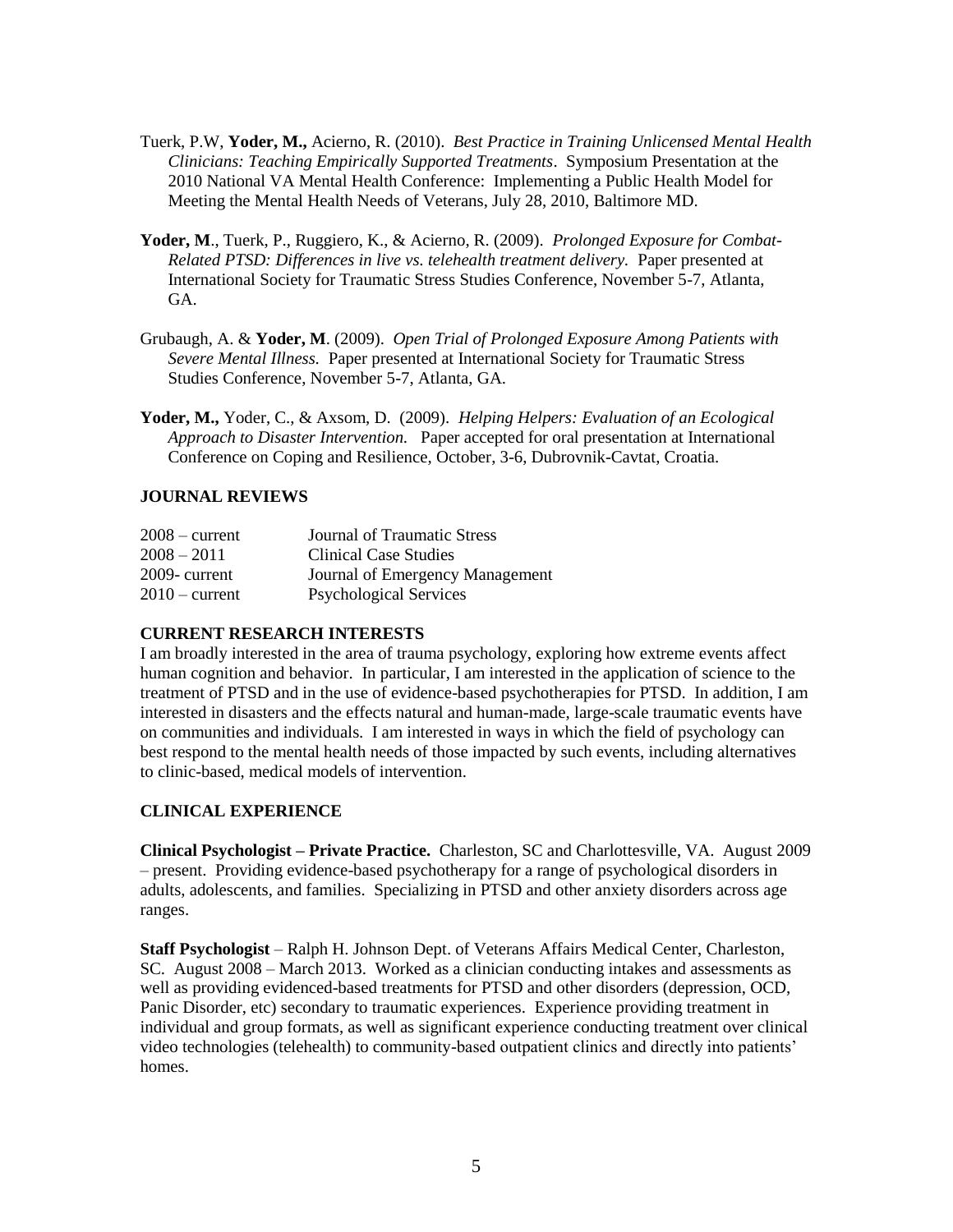Tuerk, P.W, **Yoder, M.,** Acierno, R. (2010). *Best Practice in Training Unlicensed Mental Health Clinicians: Teaching Empirically Supported Treatments*. Symposium Presentation at the 2010 National VA Mental Health Conference: Implementing a Public Health Model for Meeting the Mental Health Needs of Veterans, July 28, 2010, Baltimore MD.

**Yoder, M**., Tuerk, P., Ruggiero, K., & Acierno, R. (2009). *Prolonged Exposure for Combat-Related PTSD: Differences in live vs. telehealth treatment delivery.* Paper presented at International Society for Traumatic Stress Studies Conference, November 5-7, Atlanta, GA.

Grubaugh, A. & **Yoder, M**. (2009). *Open Trial of Prolonged Exposure Among Patients with Severe Mental Illness.* Paper presented at International Society for Traumatic Stress Studies Conference, November 5-7, Atlanta, GA.

**Yoder, M.,** Yoder, C., & Axsom, D. (2009). *Helping Helpers: Evaluation of an Ecological Approach to Disaster Intervention.* Paper accepted for oral presentation at International Conference on Coping and Resilience, October, 3-6, Dubrovnik-Cavtat, Croatia.

## JOURNAL REVIEWS

| | |
|---|---|
| 2008 – current | Journal of Traumatic Stress |
| 2008 – 2011 | Clinical Case Studies |
| 2009- current | Journal of Emergency Management |
| 2010 – current | Psychological Services |

## CURRENT RESEARCH INTERESTS

I am broadly interested in the area of trauma psychology, exploring how extreme events affect human cognition and behavior. In particular, I am interested in the application of science to the treatment of PTSD and in the use of evidence-based psychotherapies for PTSD. In addition, I am interested in disasters and the effects natural and human-made, large-scale traumatic events have on communities and individuals. I am interested in ways in which the field of psychology can best respond to the mental health needs of those impacted by such events, including alternatives to clinic-based, medical models of intervention.

## CLINICAL EXPERIENCE

**Clinical Psychologist – Private Practice.** Charleston, SC and Charlottesville, VA. August 2009 – present. Providing evidence-based psychotherapy for a range of psychological disorders in adults, adolescents, and families. Specializing in PTSD and other anxiety disorders across age ranges.

**Staff Psychologist** – Ralph H. Johnson Dept. of Veterans Affairs Medical Center, Charleston, SC. August 2008 – March 2013. Worked as a clinician conducting intakes and assessments as well as providing evidenced-based treatments for PTSD and other disorders (depression, OCD, Panic Disorder, etc) secondary to traumatic experiences. Experience providing treatment in individual and group formats, as well as significant experience conducting treatment over clinical video technologies (telehealth) to community-based outpatient clinics and directly into patients' homes.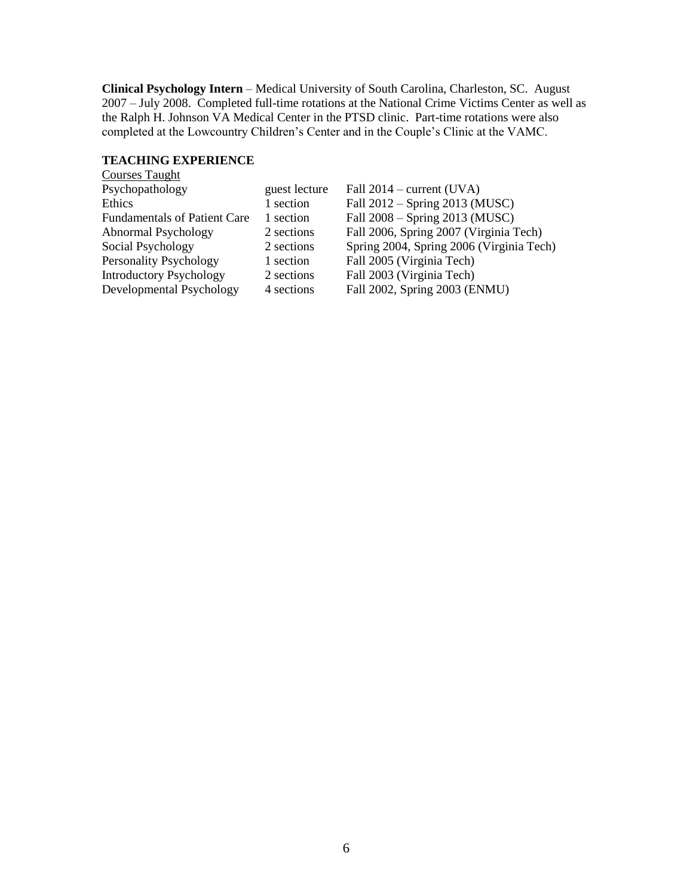**Clinical Psychology Intern** – Medical University of South Carolina, Charleston, SC. August 2007 – July 2008. Completed full-time rotations at the National Crime Victims Center as well as the Ralph H. Johnson VA Medical Center in the PTSD clinic. Part-time rotations were also completed at the Lowcountry Children's Center and in the Couple's Clinic at the VAMC.

## TEACHING EXPERIENCE

Courses Taught

| | | |
|---|---|---|
| Psychopathology | guest lecture | Fall 2014 – current (UVA) |
| Ethics | 1 section | Fall 2012 – Spring 2013 (MUSC) |
| Fundamentals of Patient Care | 1 section | Fall 2008 – Spring 2013 (MUSC) |
| Abnormal Psychology | 2 sections | Fall 2006, Spring 2007 (Virginia Tech) |
| Social Psychology | 2 sections | Spring 2004, Spring 2006 (Virginia Tech) |
| Personality Psychology | 1 section | Fall 2005 (Virginia Tech) |
| Introductory Psychology | 2 sections | Fall 2003 (Virginia Tech) |
| Developmental Psychology | 4 sections | Fall 2002, Spring 2003 (ENMU) |